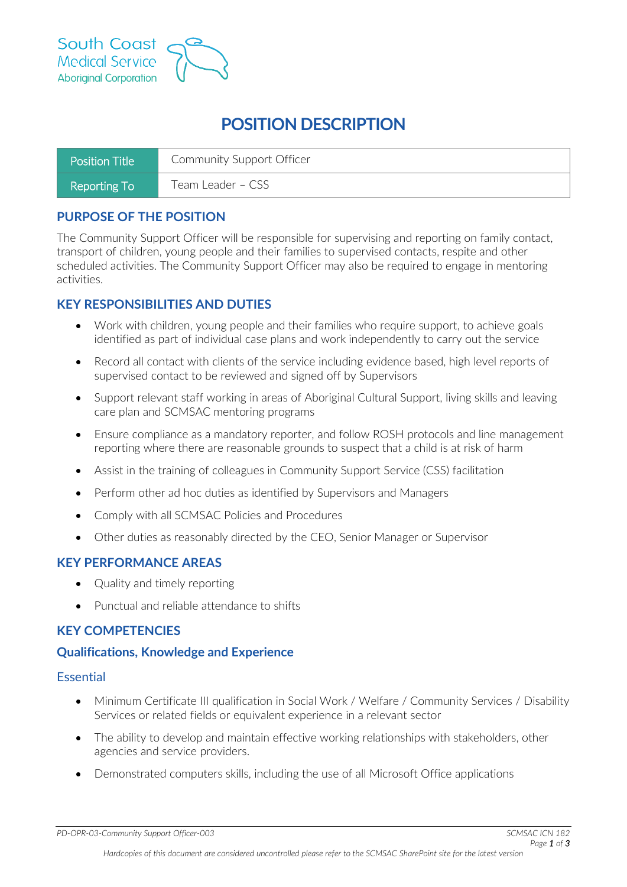South Coast Medical Service Aboriginal Corporation

# POSITION DESCRIPTION

| Position Title | Community Support Officer |
|---|---|
| Reporting To | Team Leader – CSS |

## PURPOSE OF THE POSITION

The Community Support Officer will be responsible for supervising and reporting on family contact, transport of children, young people and their families to supervised contacts, respite and other scheduled activities. The Community Support Officer may also be required to engage in mentoring activities.

## KEY RESPONSIBILITIES AND DUTIES

- Work with children, young people and their families who require support, to achieve goals identified as part of individual case plans and work independently to carry out the service
- Record all contact with clients of the service including evidence based, high level reports of supervised contact to be reviewed and signed off by Supervisors
- Support relevant staff working in areas of Aboriginal Cultural Support, living skills and leaving care plan and SCMSAC mentoring programs
- Ensure compliance as a mandatory reporter, and follow ROSH protocols and line management reporting where there are reasonable grounds to suspect that a child is at risk of harm
- Assist in the training of colleagues in Community Support Service (CSS) facilitation
- Perform other ad hoc duties as identified by Supervisors and Managers
- Comply with all SCMSAC Policies and Procedures
- Other duties as reasonably directed by the CEO, Senior Manager or Supervisor

## KEY PERFORMANCE AREAS

- Quality and timely reporting
- Punctual and reliable attendance to shifts

## KEY COMPETENCIES

### Qualifications, Knowledge and Experience

#### Essential

- Minimum Certificate III qualification in Social Work / Welfare / Community Services / Disability Services or related fields or equivalent experience in a relevant sector
- The ability to develop and maintain effective working relationships with stakeholders, other agencies and service providers.
- Demonstrated computers skills, including the use of all Microsoft Office applications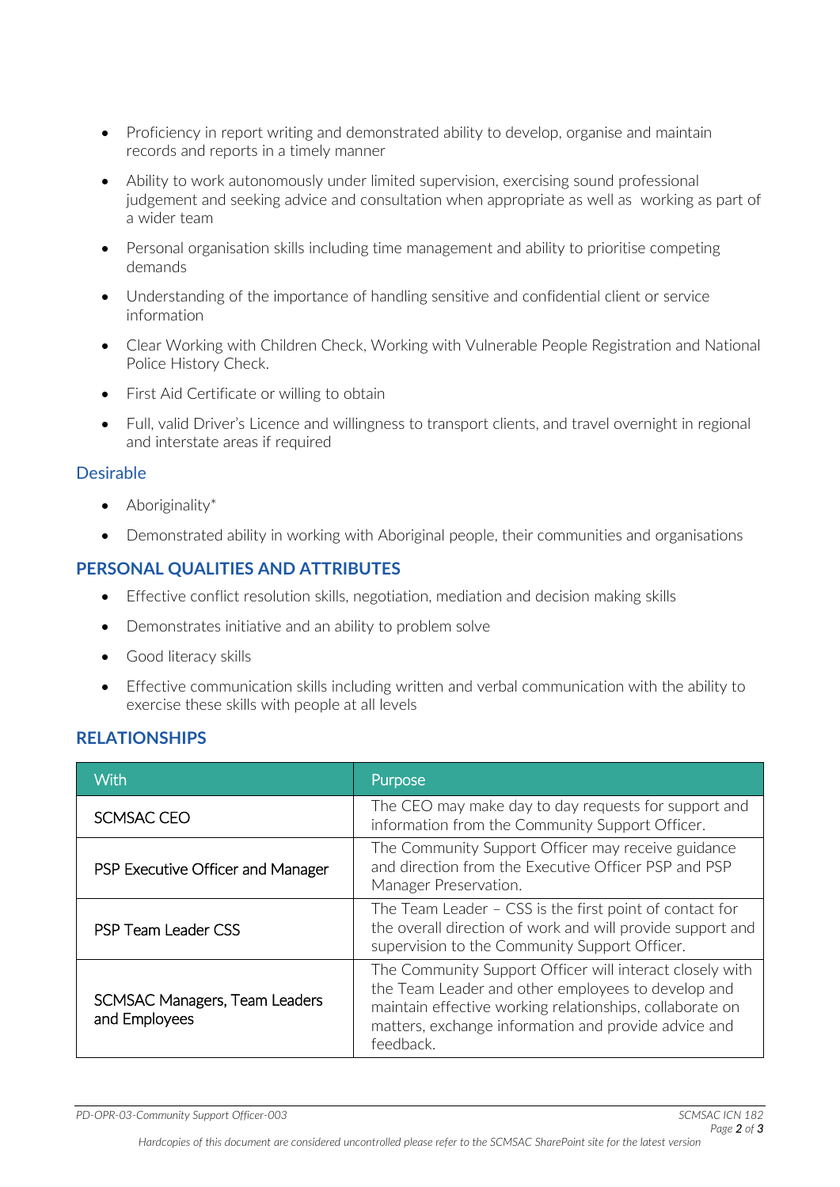- Proficiency in report writing and demonstrated ability to develop, organise and maintain records and reports in a timely manner
- Ability to work autonomously under limited supervision, exercising sound professional judgement and seeking advice and consultation when appropriate as well as working as part of a wider team
- Personal organisation skills including time management and ability to prioritise competing demands
- Understanding of the importance of handling sensitive and confidential client or service information
- Clear Working with Children Check, Working with Vulnerable People Registration and National Police History Check.
- First Aid Certificate or willing to obtain
- Full, valid Driver's Licence and willingness to transport clients, and travel overnight in regional and interstate areas if required

### Desirable

- Aboriginality*
- Demonstrated ability in working with Aboriginal people, their communities and organisations

## PERSONAL QUALITIES AND ATTRIBUTES

- Effective conflict resolution skills, negotiation, mediation and decision making skills
- Demonstrates initiative and an ability to problem solve
- Good literacy skills
- Effective communication skills including written and verbal communication with the ability to exercise these skills with people at all levels

## RELATIONSHIPS

| With | Purpose |
|---|---|
| SCMSAC CEO | The CEO may make day to day requests for support and information from the Community Support Officer. |
| PSP Executive Officer and Manager | The Community Support Officer may receive guidance and direction from the Executive Officer PSP and PSP Manager Preservation. |
| PSP Team Leader CSS | The Team Leader – CSS is the first point of contact for the overall direction of work and will provide support and supervision to the Community Support Officer. |
| SCMSAC Managers, Team Leaders and Employees | The Community Support Officer will interact closely with the Team Leader and other employees to develop and maintain effective working relationships, collaborate on matters, exchange information and provide advice and feedback. |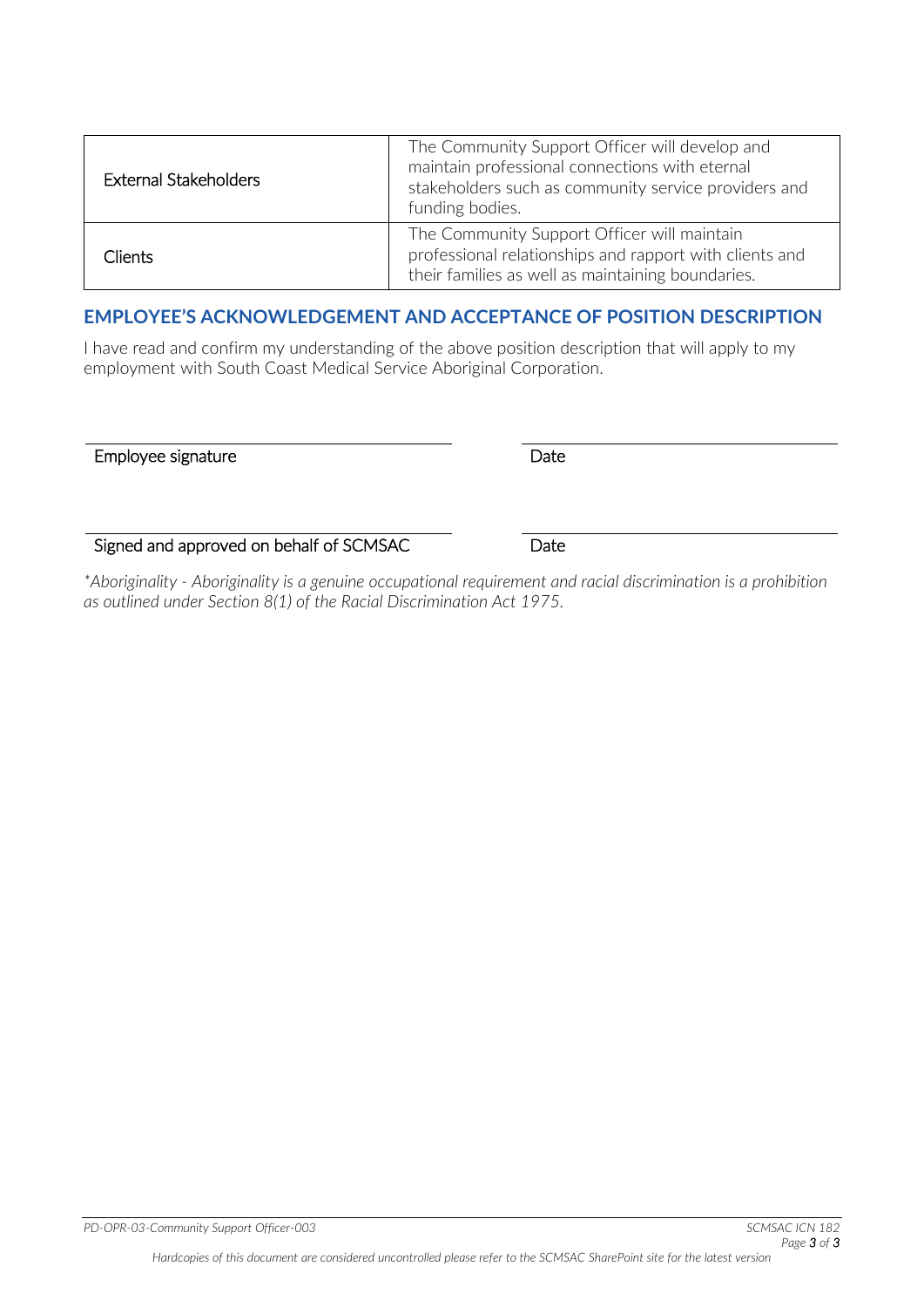| | |
|---|---|
| External Stakeholders | The Community Support Officer will develop and maintain professional connections with eternal stakeholders such as community service providers and funding bodies. |
| Clients | The Community Support Officer will maintain professional relationships and rapport with clients and their families as well as maintaining boundaries. |

## EMPLOYEE'S ACKNOWLEDGEMENT AND ACCEPTANCE OF POSITION DESCRIPTION

I have read and confirm my understanding of the above position description that will apply to my employment with South Coast Medical Service Aboriginal Corporation.

Employee signature ____________________ Date ____________________

Signed and approved on behalf of SCMSAC ____________________ Date ____________________

*\*Aboriginality - Aboriginality is a genuine occupational requirement and racial discrimination is a prohibition as outlined under Section 8(1) of the Racial Discrimination Act 1975.*